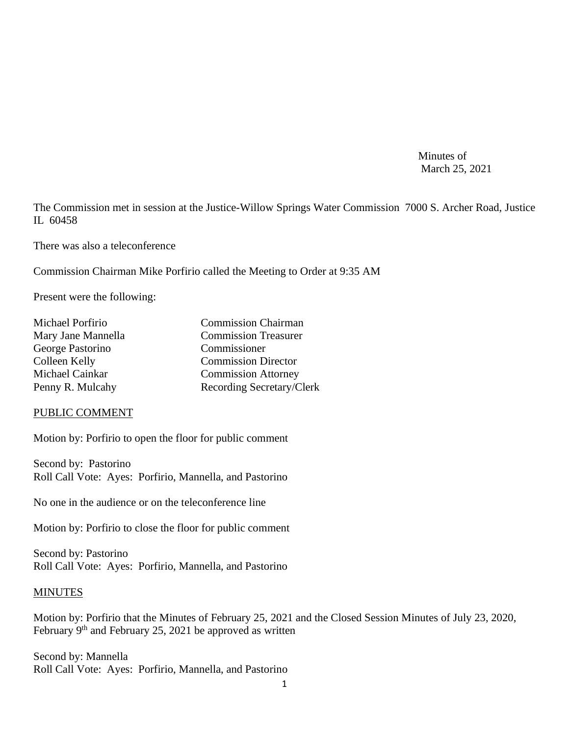Minutes of
March 25, 2021

The Commission met in session at the Justice-Willow Springs Water Commission 7000 S. Archer Road, Justice IL 60458

There was also a teleconference

Commission Chairman Mike Porfirio called the Meeting to Order at 9:35 AM

Present were the following:

| | |
|---|---|
| Michael Porfirio | Commission Chairman |
| Mary Jane Mannella | Commission Treasurer |
| George Pastorino | Commissioner |
| Colleen Kelly | Commission Director |
| Michael Cainkar | Commission Attorney |
| Penny R. Mulcahy | Recording Secretary/Clerk |

PUBLIC COMMENT

Motion by: Porfirio to open the floor for public comment

Second by: Pastorino
Roll Call Vote: Ayes: Porfirio, Mannella, and Pastorino

No one in the audience or on the teleconference line

Motion by: Porfirio to close the floor for public comment

Second by: Pastorino
Roll Call Vote: Ayes: Porfirio, Mannella, and Pastorino

MINUTES

Motion by: Porfirio that the Minutes of February 25, 2021 and the Closed Session Minutes of July 23, 2020, February 9th and February 25, 2021 be approved as written

Second by: Mannella
Roll Call Vote: Ayes: Porfirio, Mannella, and Pastorino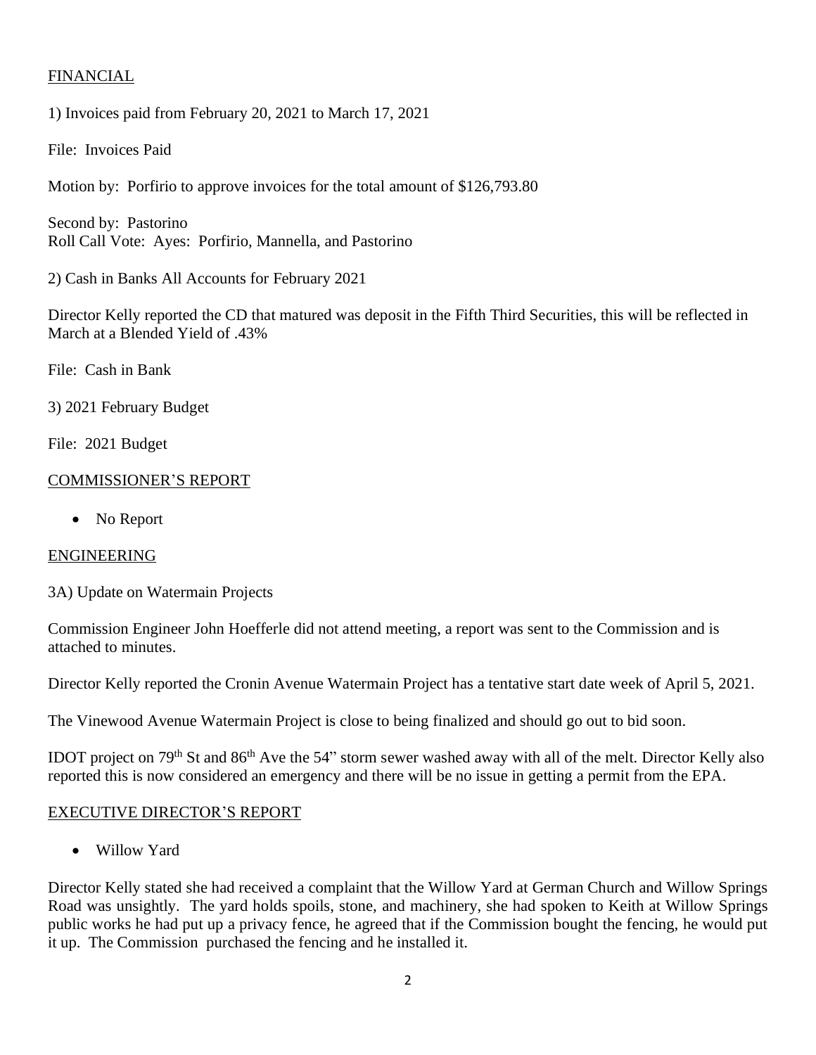## FINANCIAL

1) Invoices paid from February 20, 2021 to March 17, 2021

File: Invoices Paid

Motion by: Porfirio to approve invoices for the total amount of $126,793.80

Second by: Pastorino
Roll Call Vote: Ayes: Porfirio, Mannella, and Pastorino

2) Cash in Banks All Accounts for February 2021

Director Kelly reported the CD that matured was deposit in the Fifth Third Securities, this will be reflected in March at a Blended Yield of .43%

File: Cash in Bank

3) 2021 February Budget

File: 2021 Budget

## COMMISSIONER'S REPORT

- No Report

## ENGINEERING

3A) Update on Watermain Projects

Commission Engineer John Hoefferle did not attend meeting, a report was sent to the Commission and is attached to minutes.

Director Kelly reported the Cronin Avenue Watermain Project has a tentative start date week of April 5, 2021.

The Vinewood Avenue Watermain Project is close to being finalized and should go out to bid soon.

IDOT project on 79th St and 86th Ave the 54" storm sewer washed away with all of the melt. Director Kelly also reported this is now considered an emergency and there will be no issue in getting a permit from the EPA.

## EXECUTIVE DIRECTOR'S REPORT

- Willow Yard

Director Kelly stated she had received a complaint that the Willow Yard at German Church and Willow Springs Road was unsightly. The yard holds spoils, stone, and machinery, she had spoken to Keith at Willow Springs public works he had put up a privacy fence, he agreed that if the Commission bought the fencing, he would put it up. The Commission purchased the fencing and he installed it.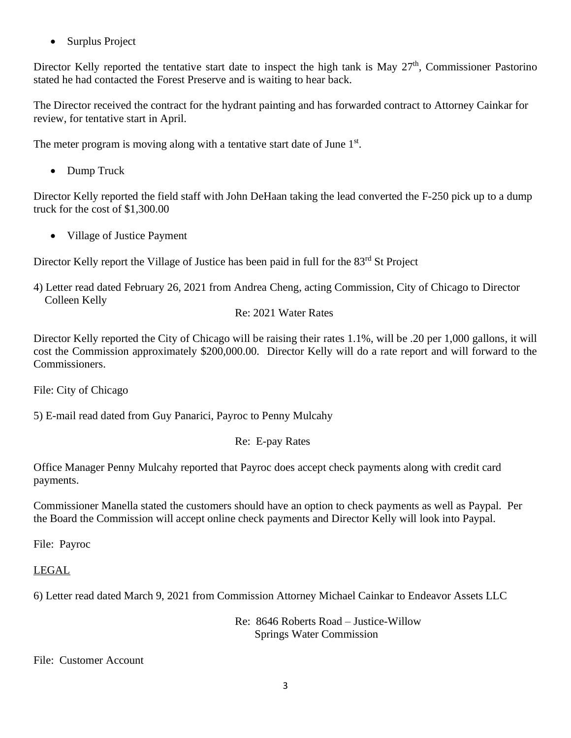- Surplus Project

Director Kelly reported the tentative start date to inspect the high tank is May 27th, Commissioner Pastorino stated he had contacted the Forest Preserve and is waiting to hear back.

The Director received the contract for the hydrant painting and has forwarded contract to Attorney Cainkar for review, for tentative start in April.

The meter program is moving along with a tentative start date of June 1st.

- Dump Truck

Director Kelly reported the field staff with John DeHaan taking the lead converted the F-250 pick up to a dump truck for the cost of $1,300.00

- Village of Justice Payment

Director Kelly report the Village of Justice has been paid in full for the 83rd St Project

4) Letter read dated February 26, 2021 from Andrea Cheng, acting Commission, City of Chicago to Director Colleen Kelly

Re: 2021 Water Rates

Director Kelly reported the City of Chicago will be raising their rates 1.1%, will be .20 per 1,000 gallons, it will cost the Commission approximately $200,000.00. Director Kelly will do a rate report and will forward to the Commissioners.

File: City of Chicago

5) E-mail read dated from Guy Panarici, Payroc to Penny Mulcahy

Re: E-pay Rates

Office Manager Penny Mulcahy reported that Payroc does accept check payments along with credit card payments.

Commissioner Manella stated the customers should have an option to check payments as well as Paypal. Per the Board the Commission will accept online check payments and Director Kelly will look into Paypal.

File: Payroc

LEGAL

6) Letter read dated March 9, 2021 from Commission Attorney Michael Cainkar to Endeavor Assets LLC

Re: 8646 Roberts Road – Justice-Willow Springs Water Commission

File: Customer Account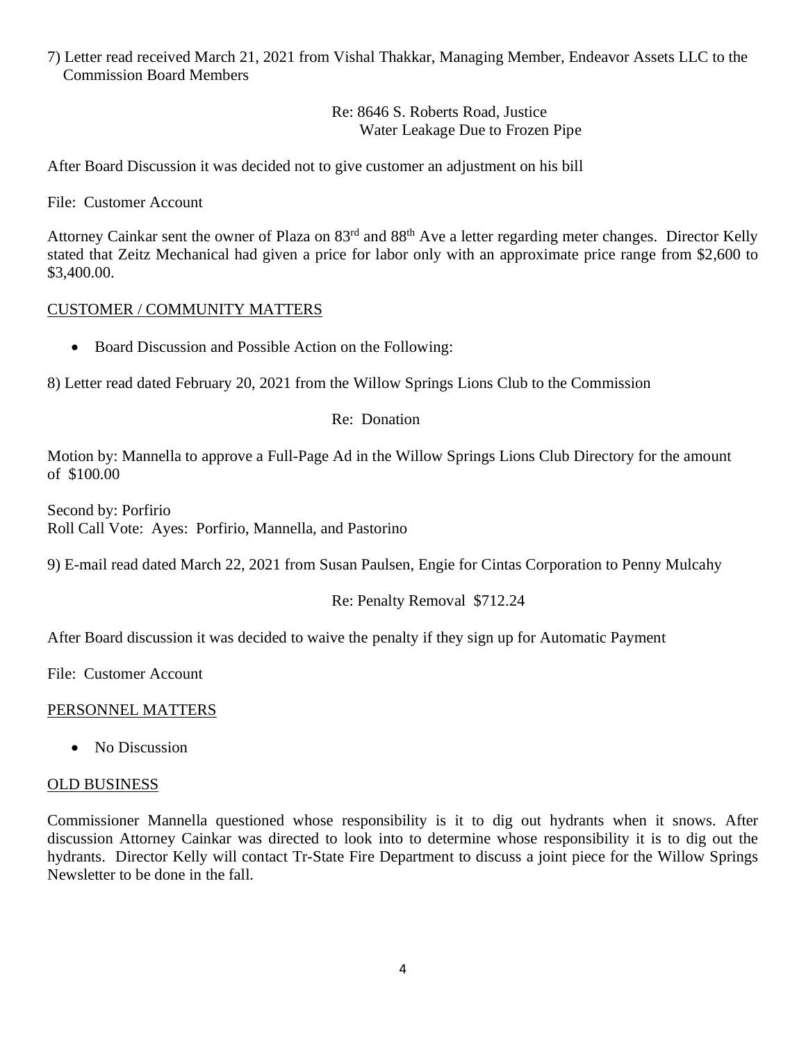7) Letter read received March 21, 2021 from Vishal Thakkar, Managing Member, Endeavor Assets LLC to the Commission Board Members

Re: 8646 S. Roberts Road, Justice
Water Leakage Due to Frozen Pipe

After Board Discussion it was decided not to give customer an adjustment on his bill

File: Customer Account

Attorney Cainkar sent the owner of Plaza on 83rd and 88th Ave a letter regarding meter changes. Director Kelly stated that Zeitz Mechanical had given a price for labor only with an approximate price range from $2,600 to $3,400.00.

## CUSTOMER / COMMUNITY MATTERS

- Board Discussion and Possible Action on the Following:

8) Letter read dated February 20, 2021 from the Willow Springs Lions Club to the Commission

Re: Donation

Motion by: Mannella to approve a Full-Page Ad in the Willow Springs Lions Club Directory for the amount of $100.00

Second by: Porfirio
Roll Call Vote: Ayes: Porfirio, Mannella, and Pastorino

9) E-mail read dated March 22, 2021 from Susan Paulsen, Engie for Cintas Corporation to Penny Mulcahy

Re: Penalty Removal $712.24

After Board discussion it was decided to waive the penalty if they sign up for Automatic Payment

File: Customer Account

## PERSONNEL MATTERS

- No Discussion

## OLD BUSINESS

Commissioner Mannella questioned whose responsibility is it to dig out hydrants when it snows. After discussion Attorney Cainkar was directed to look into to determine whose responsibility it is to dig out the hydrants. Director Kelly will contact Tr-State Fire Department to discuss a joint piece for the Willow Springs Newsletter to be done in the fall.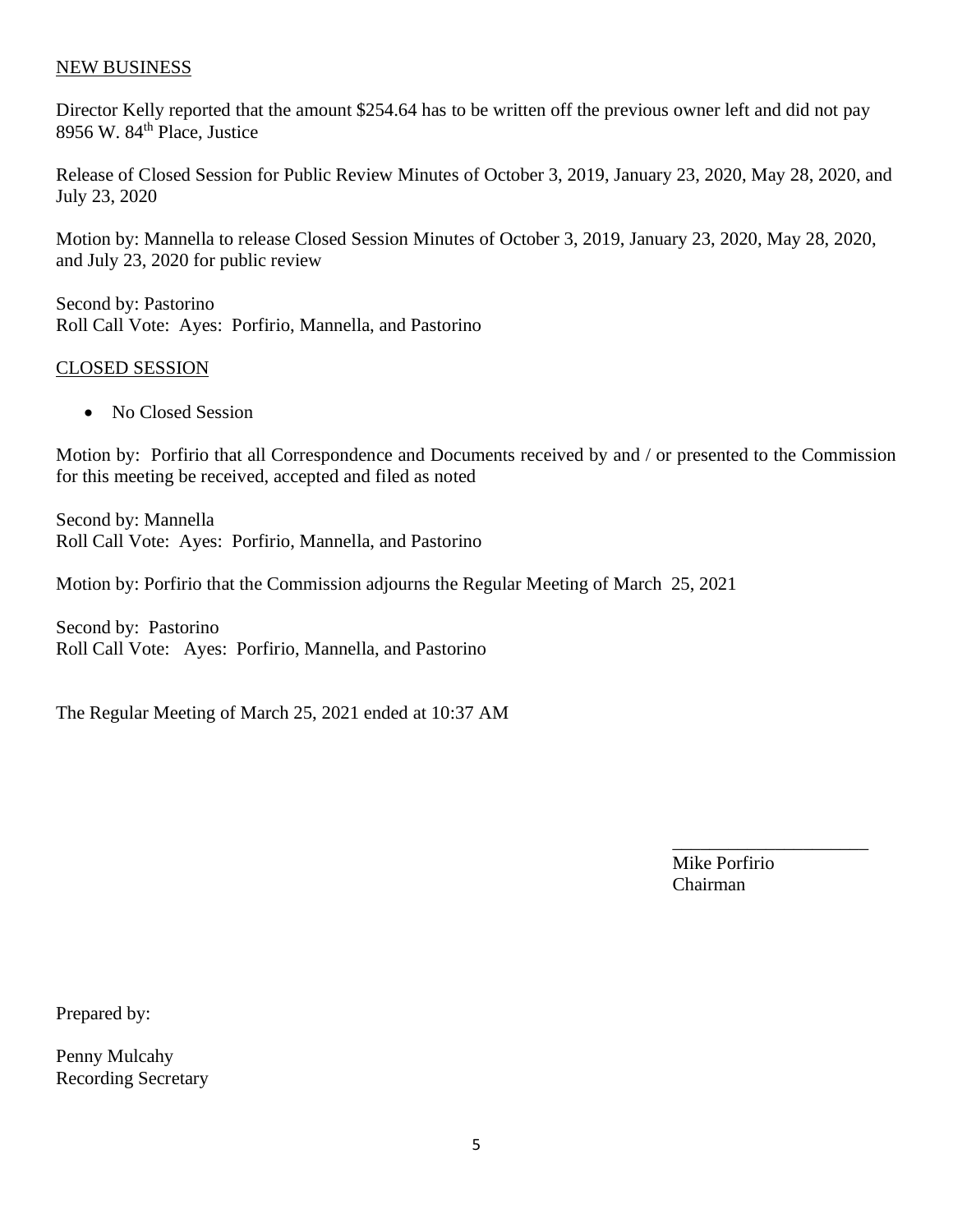NEW BUSINESS

Director Kelly reported that the amount $254.64 has to be written off the previous owner left and did not pay 8956 W. 84th Place, Justice

Release of Closed Session for Public Review Minutes of October 3, 2019, January 23, 2020, May 28, 2020, and July 23, 2020

Motion by: Mannella to release Closed Session Minutes of October 3, 2019, January 23, 2020, May 28, 2020, and July 23, 2020 for public review

Second by: Pastorino
Roll Call Vote: Ayes: Porfirio, Mannella, and Pastorino

CLOSED SESSION

- No Closed Session

Motion by: Porfirio that all Correspondence and Documents received by and / or presented to the Commission for this meeting be received, accepted and filed as noted

Second by: Mannella
Roll Call Vote: Ayes: Porfirio, Mannella, and Pastorino

Motion by: Porfirio that the Commission adjourns the Regular Meeting of March 25, 2021

Second by: Pastorino
Roll Call Vote: Ayes: Porfirio, Mannella, and Pastorino

The Regular Meeting of March 25, 2021 ended at 10:37 AM

\_\_\_\_\_\_\_\_\_\_\_\_\_\_\_\_\_\_\_\_\_
Mike Porfirio
Chairman

Prepared by:

Penny Mulcahy
Recording Secretary